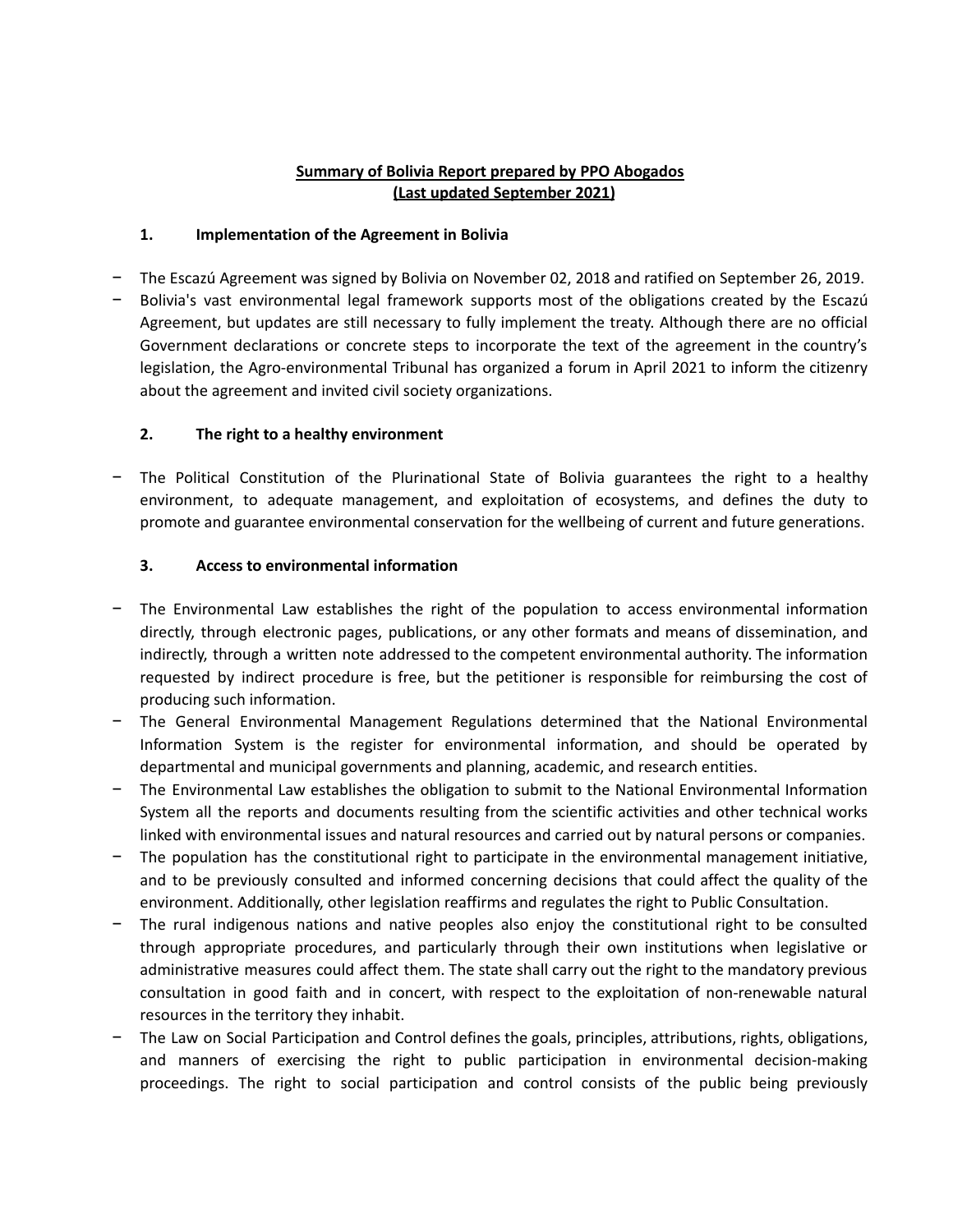# Summary of Bolivia Report prepared by PPO Abogados
## (Last updated September 2021)

### 1. Implementation of the Agreement in Bolivia

- The Escazú Agreement was signed by Bolivia on November 02, 2018 and ratified on September 26, 2019.
- Bolivia's vast environmental legal framework supports most of the obligations created by the Escazú Agreement, but updates are still necessary to fully implement the treaty. Although there are no official Government declarations or concrete steps to incorporate the text of the agreement in the country's legislation, the Agro-environmental Tribunal has organized a forum in April 2021 to inform the citizenry about the agreement and invited civil society organizations.

### 2. The right to a healthy environment

- The Political Constitution of the Plurinational State of Bolivia guarantees the right to a healthy environment, to adequate management, and exploitation of ecosystems, and defines the duty to promote and guarantee environmental conservation for the wellbeing of current and future generations.

### 3. Access to environmental information

- The Environmental Law establishes the right of the population to access environmental information directly, through electronic pages, publications, or any other formats and means of dissemination, and indirectly, through a written note addressed to the competent environmental authority. The information requested by indirect procedure is free, but the petitioner is responsible for reimbursing the cost of producing such information.
- The General Environmental Management Regulations determined that the National Environmental Information System is the register for environmental information, and should be operated by departmental and municipal governments and planning, academic, and research entities.
- The Environmental Law establishes the obligation to submit to the National Environmental Information System all the reports and documents resulting from the scientific activities and other technical works linked with environmental issues and natural resources and carried out by natural persons or companies.
- The population has the constitutional right to participate in the environmental management initiative, and to be previously consulted and informed concerning decisions that could affect the quality of the environment. Additionally, other legislation reaffirms and regulates the right to Public Consultation.
- The rural indigenous nations and native peoples also enjoy the constitutional right to be consulted through appropriate procedures, and particularly through their own institutions when legislative or administrative measures could affect them. The state shall carry out the right to the mandatory previous consultation in good faith and in concert, with respect to the exploitation of non-renewable natural resources in the territory they inhabit.
- The Law on Social Participation and Control defines the goals, principles, attributions, rights, obligations, and manners of exercising the right to public participation in environmental decision-making proceedings. The right to social participation and control consists of the public being previously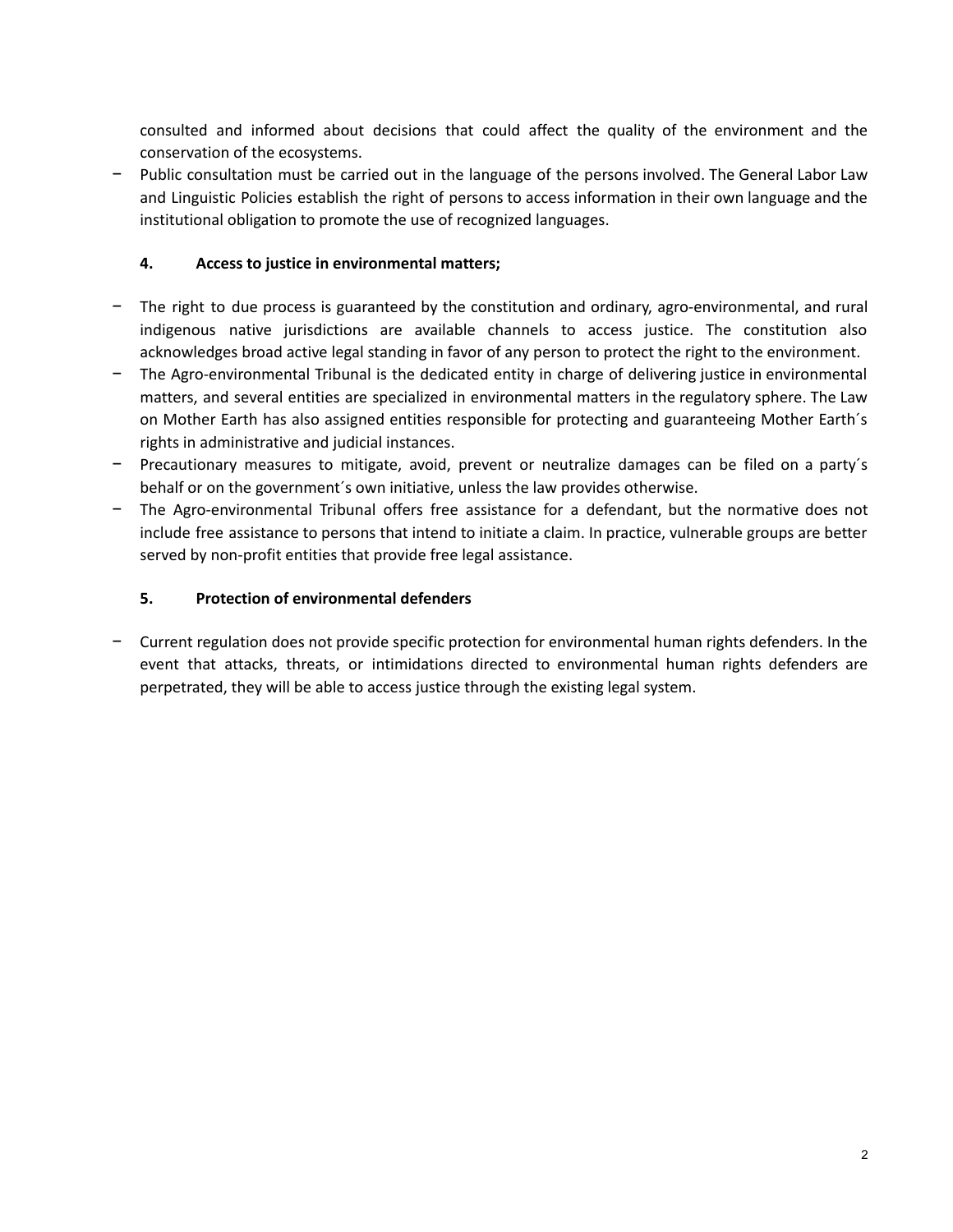consulted and informed about decisions that could affect the quality of the environment and the conservation of the ecosystems.

- Public consultation must be carried out in the language of the persons involved. The General Labor Law and Linguistic Policies establish the right of persons to access information in their own language and the institutional obligation to promote the use of recognized languages.

### 4. Access to justice in environmental matters;

- The right to due process is guaranteed by the constitution and ordinary, agro-environmental, and rural indigenous native jurisdictions are available channels to access justice. The constitution also acknowledges broad active legal standing in favor of any person to protect the right to the environment.
- The Agro-environmental Tribunal is the dedicated entity in charge of delivering justice in environmental matters, and several entities are specialized in environmental matters in the regulatory sphere. The Law on Mother Earth has also assigned entities responsible for protecting and guaranteeing Mother Earth´s rights in administrative and judicial instances.
- Precautionary measures to mitigate, avoid, prevent or neutralize damages can be filed on a party´s behalf or on the government´s own initiative, unless the law provides otherwise.
- The Agro-environmental Tribunal offers free assistance for a defendant, but the normative does not include free assistance to persons that intend to initiate a claim. In practice, vulnerable groups are better served by non-profit entities that provide free legal assistance.

### 5. Protection of environmental defenders

- Current regulation does not provide specific protection for environmental human rights defenders. In the event that attacks, threats, or intimidations directed to environmental human rights defenders are perpetrated, they will be able to access justice through the existing legal system.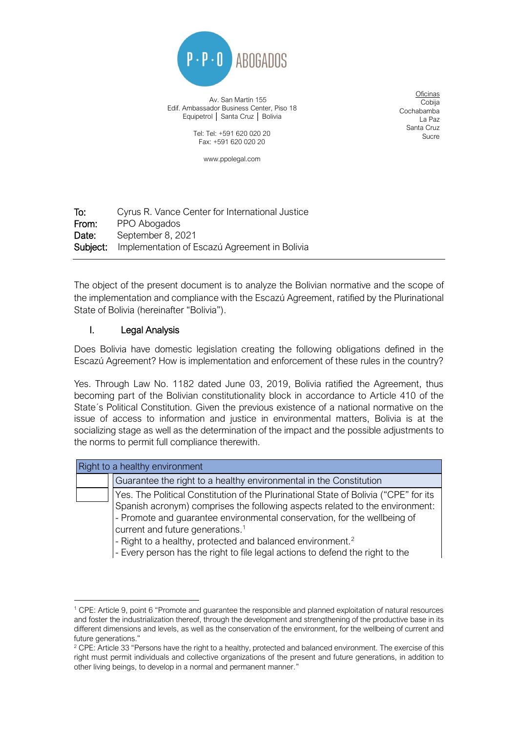P·P·O ABOGADOS

Av. San Martín 155
Edif. Ambassador Business Center, Piso 18
Equipetrol | Santa Cruz | Bolivia

Tel: Tel: +591 620 020 20
Fax: +591 620 020 20

www.ppolegal.com

Oficinas
Cobija
Cochabamba
La Paz
Santa Cruz
Sucre

**To:** Cyrus R. Vance Center for International Justice
**From:** PPO Abogados
**Date:** September 8, 2021
**Subject:** Implementation of Escazú Agreement in Bolivia

---

The object of the present document is to analyze the Bolivian normative and the scope of the implementation and compliance with the Escazú Agreement, ratified by the Plurinational State of Bolivia (hereinafter "Bolivia").

## I. Legal Analysis

Does Bolivia have domestic legislation creating the following obligations defined in the Escazú Agreement? How is implementation and enforcement of these rules in the country?

Yes. Through Law No. 1182 dated June 03, 2019, Bolivia ratified the Agreement, thus becoming part of the Bolivian constitutionality block in accordance to Article 410 of the State´s Political Constitution. Given the previous existence of a national normative on the issue of access to information and justice in environmental matters, Bolivia is at the socializing stage as well as the determination of the impact and the possible adjustments to the norms to permit full compliance therewith.

| Right to a healthy environment | |
|---|---|
| | Guarantee the right to a healthy environmental in the Constitution |
| | Yes. The Political Constitution of the Plurinational State of Bolivia ("CPE" for its Spanish acronym) comprises the following aspects related to the environment:<br>- Promote and guarantee environmental conservation, for the wellbeing of current and future generations.[1]<br>- Right to a healthy, protected and balanced environment.[2]<br>- Every person has the right to file legal actions to defend the right to the |

[1] CPE: Article 9, point 6 "Promote and guarantee the responsible and planned exploitation of natural resources and foster the industrialization thereof, through the development and strengthening of the productive base in its different dimensions and levels, as well as the conservation of the environment, for the wellbeing of current and future generations."

[2] CPE: Article 33 "Persons have the right to a healthy, protected and balanced environment. The exercise of this right must permit individuals and collective organizations of the present and future generations, in addition to other living beings, to develop in a normal and permanent manner."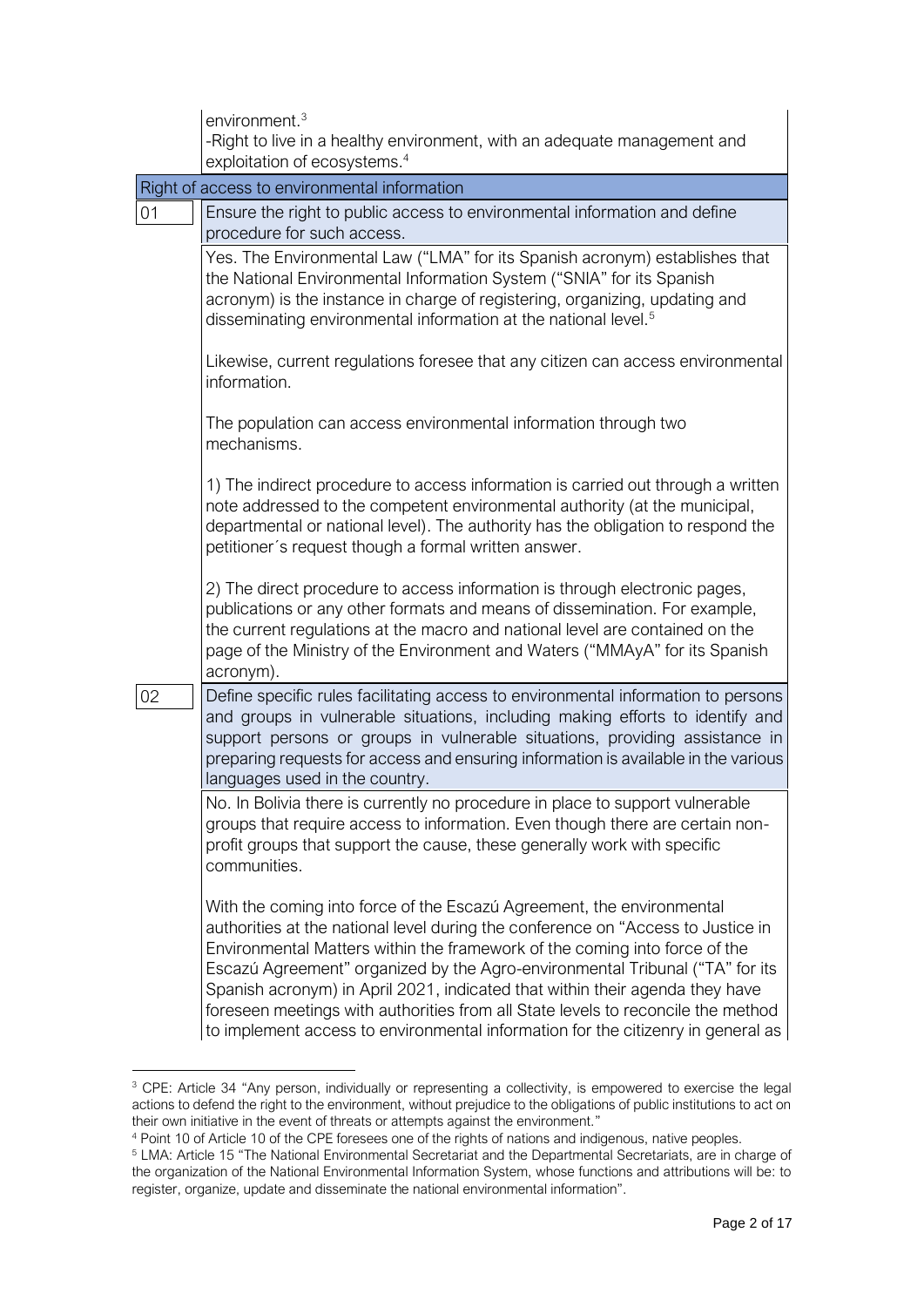| | |
|---|---|
| | environment.[3] -Right to live in a healthy environment, with an adequate management and exploitation of ecosystems.[4] |
| **Right of access to environmental information** | |
| 01 | **Ensure the right to public access to environmental information and define procedure for such access.** |
| | Yes. The Environmental Law ("LMA" for its Spanish acronym) establishes that the National Environmental Information System ("SNIA" for its Spanish acronym) is the instance in charge of registering, organizing, updating and disseminating environmental information at the national level.[5]<br><br>Likewise, current regulations foresee that any citizen can access environmental information.<br><br>The population can access environmental information through two mechanisms.<br><br>1) The indirect procedure to access information is carried out through a written note addressed to the competent environmental authority (at the municipal, departmental or national level). The authority has the obligation to respond the petitioner´s request though a formal written answer.<br><br>2) The direct procedure to access information is through electronic pages, publications or any other formats and means of dissemination. For example, the current regulations at the macro and national level are contained on the page of the Ministry of the Environment and Waters ("MMAyA" for its Spanish acronym). |
| 02 | **Define specific rules facilitating access to environmental information to persons and groups in vulnerable situations, including making efforts to identify and support persons or groups in vulnerable situations, providing assistance in preparing requests for access and ensuring information is available in the various languages used in the country.** |
| | No. In Bolivia there is currently no procedure in place to support vulnerable groups that require access to information. Even though there are certain non-profit groups that support the cause, these generally work with specific communities.<br><br>With the coming into force of the Escazú Agreement, the environmental authorities at the national level during the conference on "Access to Justice in Environmental Matters within the framework of the coming into force of the Escazú Agreement" organized by the Agro-environmental Tribunal ("TA" for its Spanish acronym) in April 2021, indicated that within their agenda they have foreseen meetings with authorities from all State levels to reconcile the method to implement access to environmental information for the citizenry in general as |

[3] CPE: Article 34 "Any person, individually or representing a collectivity, is empowered to exercise the legal actions to defend the right to the environment, without prejudice to the obligations of public institutions to act on their own initiative in the event of threats or attempts against the environment."

[4] Point 10 of Article 10 of the CPE foresees one of the rights of nations and indigenous, native peoples.

[5] LMA: Article 15 "The National Environmental Secretariat and the Departmental Secretariats, are in charge of the organization of the National Environmental Information System, whose functions and attributions will be: to register, organize, update and disseminate the national environmental information".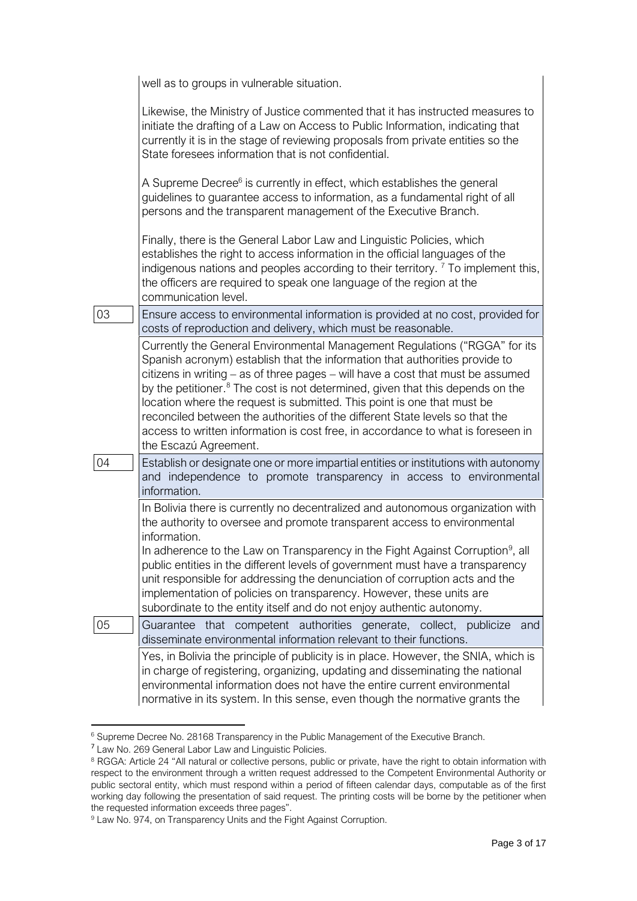| | |
|---|---|
| | well as to groups in vulnerable situation.<br><br>Likewise, the Ministry of Justice commented that it has instructed measures to initiate the drafting of a Law on Access to Public Information, indicating that currently it is in the stage of reviewing proposals from private entities so the State foresees information that is not confidential.<br><br>A Supreme Decree[6] is currently in effect, which establishes the general guidelines to guarantee access to information, as a fundamental right of all persons and the transparent management of the Executive Branch.<br><br>Finally, there is the General Labor Law and Linguistic Policies, which establishes the right to access information in the official languages of the indigenous nations and peoples according to their territory. [7] To implement this, the officers are required to speak one language of the region at the communication level. |
| 03 | **Ensure access to environmental information is provided at no cost, provided for costs of reproduction and delivery, which must be reasonable.** |
| | Currently the General Environmental Management Regulations ("RGGA" for its Spanish acronym) establish that the information that authorities provide to citizens in writing – as of three pages – will have a cost that must be assumed by the petitioner.[8] The cost is not determined, given that this depends on the location where the request is submitted. This point is one that must be reconciled between the authorities of the different State levels so that the access to written information is cost free, in accordance to what is foreseen in the Escazú Agreement. |
| 04 | **Establish or designate one or more impartial entities or institutions with autonomy and independence to promote transparency in access to environmental information.** |
| | In Bolivia there is currently no decentralized and autonomous organization with the authority to oversee and promote transparent access to environmental information.<br>In adherence to the Law on Transparency in the Fight Against Corruption[9], all public entities in the different levels of government must have a transparency unit responsible for addressing the denunciation of corruption acts and the implementation of policies on transparency. However, these units are subordinate to the entity itself and do not enjoy authentic autonomy. |
| 05 | **Guarantee that competent authorities generate, collect, publicize and disseminate environmental information relevant to their functions.** |
| | Yes, in Bolivia the principle of publicity is in place. However, the SNIA, which is in charge of registering, organizing, updating and disseminating the national environmental information does not have the entire current environmental normative in its system. In this sense, even though the normative grants the |

[6] Supreme Decree No. 28168 Transparency in the Public Management of the Executive Branch.

[7] Law No. 269 General Labor Law and Linguistic Policies.

[8] RGGA: Article 24 "All natural or collective persons, public or private, have the right to obtain information with respect to the environment through a written request addressed to the Competent Environmental Authority or public sectoral entity, which must respond within a period of fifteen calendar days, computable as of the first working day following the presentation of said request. The printing costs will be borne by the petitioner when the requested information exceeds three pages".

[9] Law No. 974, on Transparency Units and the Fight Against Corruption.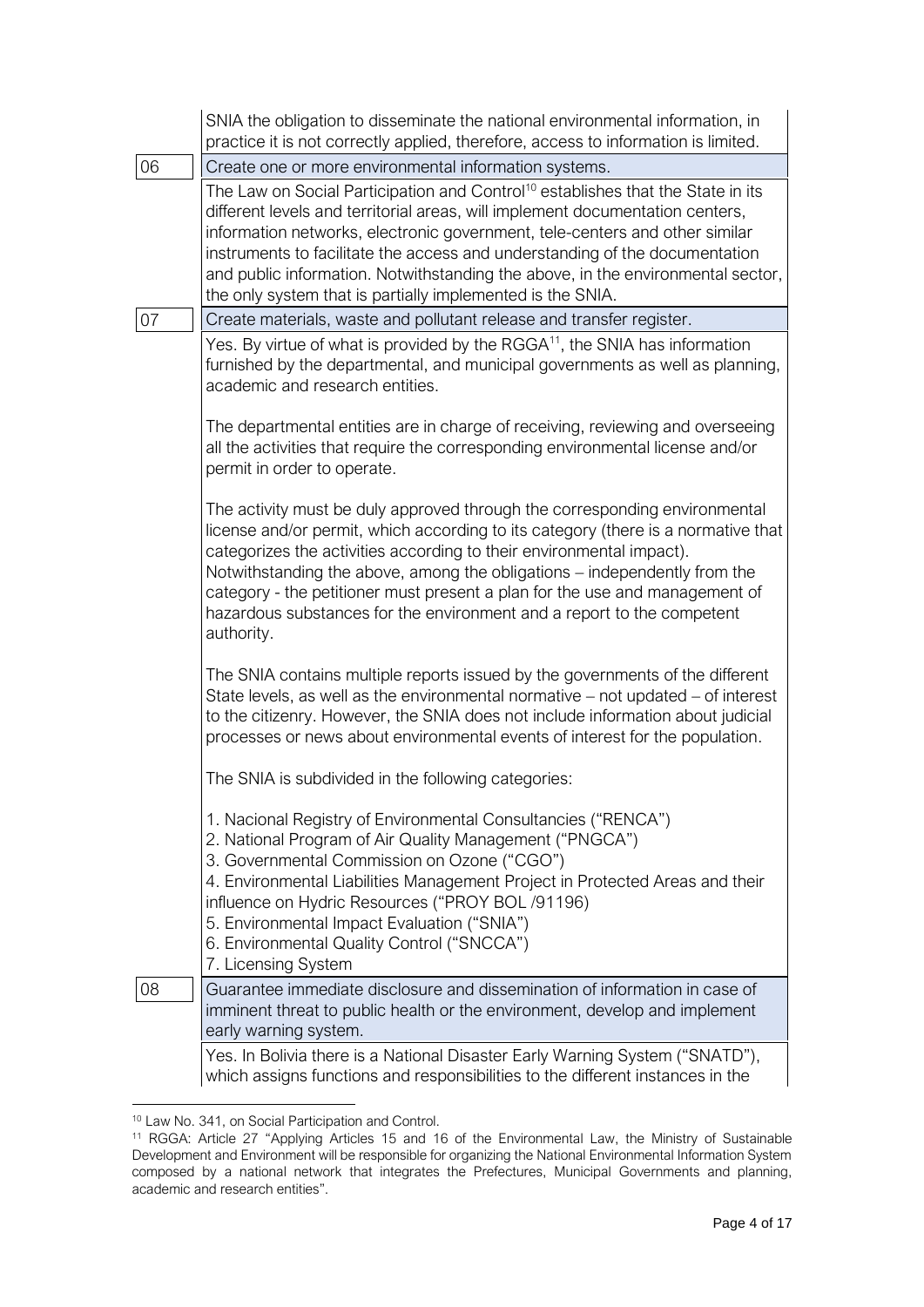| | |
|---|---|
| | SNIA the obligation to disseminate the national environmental information, in practice it is not correctly applied, therefore, access to information is limited. |
| 06 | Create one or more environmental information systems. |
| | The Law on Social Participation and Control[10] establishes that the State in its different levels and territorial areas, will implement documentation centers, information networks, electronic government, tele-centers and other similar instruments to facilitate the access and understanding of the documentation and public information. Notwithstanding the above, in the environmental sector, the only system that is partially implemented is the SNIA. |
| 07 | Create materials, waste and pollutant release and transfer register. |
| | Yes. By virtue of what is provided by the RGGA[11], the SNIA has information furnished by the departmental, and municipal governments as well as planning, academic and research entities.<br><br>The departmental entities are in charge of receiving, reviewing and overseeing all the activities that require the corresponding environmental license and/or permit in order to operate.<br><br>The activity must be duly approved through the corresponding environmental license and/or permit, which according to its category (there is a normative that categorizes the activities according to their environmental impact). Notwithstanding the above, among the obligations – independently from the category - the petitioner must present a plan for the use and management of hazardous substances for the environment and a report to the competent authority.<br><br>The SNIA contains multiple reports issued by the governments of the different State levels, as well as the environmental normative – not updated – of interest to the citizenry. However, the SNIA does not include information about judicial processes or news about environmental events of interest for the population.<br><br>The SNIA is subdivided in the following categories:<br><br>1. Nacional Registry of Environmental Consultancies ("RENCA")<br>2. National Program of Air Quality Management ("PNGCA")<br>3. Governmental Commission on Ozone ("CGO")<br>4. Environmental Liabilities Management Project in Protected Areas and their influence on Hydric Resources ("PROY BOL /91196)<br>5. Environmental Impact Evaluation ("SNIA")<br>6. Environmental Quality Control ("SNCCA")<br>7. Licensing System |
| 08 | Guarantee immediate disclosure and dissemination of information in case of imminent threat to public health or the environment, develop and implement early warning system. |
| | Yes. In Bolivia there is a National Disaster Early Warning System ("SNATD"), which assigns functions and responsibilities to the different instances in the |

[10] Law No. 341, on Social Participation and Control.

[11] RGGA: Article 27 "Applying Articles 15 and 16 of the Environmental Law, the Ministry of Sustainable Development and Environment will be responsible for organizing the National Environmental Information System composed by a national network that integrates the Prefectures, Municipal Governments and planning, academic and research entities".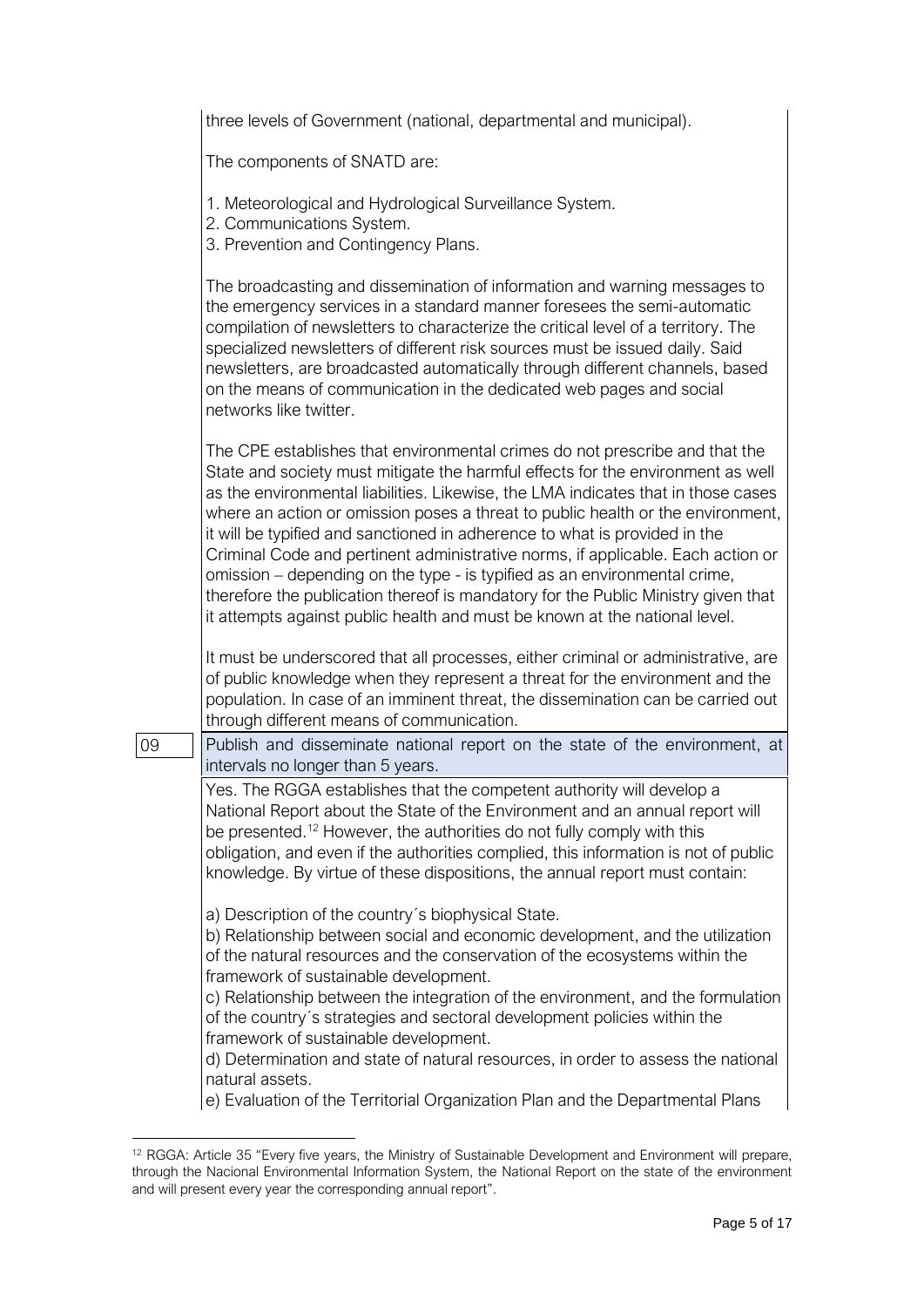three levels of Government (national, departmental and municipal).

The components of SNATD are:

1. Meteorological and Hydrological Surveillance System.
2. Communications System.
3. Prevention and Contingency Plans.

The broadcasting and dissemination of information and warning messages to the emergency services in a standard manner foresees the semi-automatic compilation of newsletters to characterize the critical level of a territory. The specialized newsletters of different risk sources must be issued daily. Said newsletters, are broadcasted automatically through different channels, based on the means of communication in the dedicated web pages and social networks like twitter.

The CPE establishes that environmental crimes do not prescribe and that the State and society must mitigate the harmful effects for the environment as well as the environmental liabilities. Likewise, the LMA indicates that in those cases where an action or omission poses a threat to public health or the environment, it will be typified and sanctioned in adherence to what is provided in the Criminal Code and pertinent administrative norms, if applicable. Each action or omission – depending on the type - is typified as an environmental crime, therefore the publication thereof is mandatory for the Public Ministry given that it attempts against public health and must be known at the national level.

It must be underscored that all processes, either criminal or administrative, are of public knowledge when they represent a threat for the environment and the population. In case of an imminent threat, the dissemination can be carried out through different means of communication.

| 09 | Publish and disseminate national report on the state of the environment, at intervals no longer than 5 years. |
|---|---|

Yes. The RGGA establishes that the competent authority will develop a National Report about the State of the Environment and an annual report will be presented.[12] However, the authorities do not fully comply with this obligation, and even if the authorities complied, this information is not of public knowledge. By virtue of these dispositions, the annual report must contain:

a) Description of the country´s biophysical State.
b) Relationship between social and economic development, and the utilization of the natural resources and the conservation of the ecosystems within the framework of sustainable development.
c) Relationship between the integration of the environment, and the formulation of the country´s strategies and sectoral development policies within the framework of sustainable development.
d) Determination and state of natural resources, in order to assess the national natural assets.
e) Evaluation of the Territorial Organization Plan and the Departmental Plans

[12] RGGA: Article 35 "Every five years, the Ministry of Sustainable Development and Environment will prepare, through the Nacional Environmental Information System, the National Report on the state of the environment and will present every year the corresponding annual report".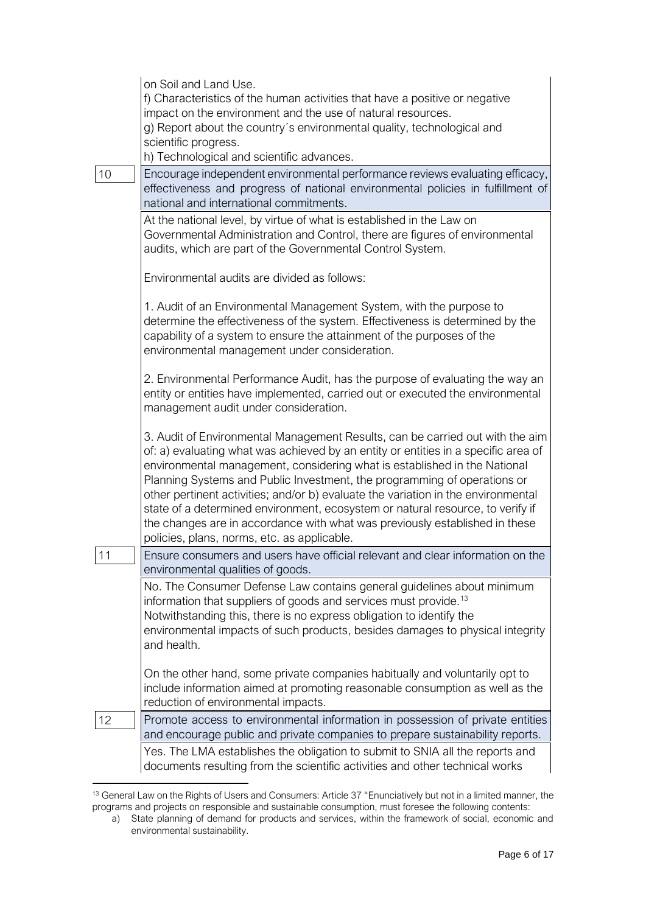| | |
|---|---|
| | on Soil and Land Use.<br>f) Characteristics of the human activities that have a positive or negative impact on the environment and the use of natural resources.<br>g) Report about the country´s environmental quality, technological and scientific progress.<br>h) Technological and scientific advances. |
| 10 | Encourage independent environmental performance reviews evaluating efficacy, effectiveness and progress of national environmental policies in fulfillment of national and international commitments. |
| | At the national level, by virtue of what is established in the Law on Governmental Administration and Control, there are figures of environmental audits, which are part of the Governmental Control System.<br><br>Environmental audits are divided as follows:<br><br>1. Audit of an Environmental Management System, with the purpose to determine the effectiveness of the system. Effectiveness is determined by the capability of a system to ensure the attainment of the purposes of the environmental management under consideration.<br><br>2. Environmental Performance Audit, has the purpose of evaluating the way an entity or entities have implemented, carried out or executed the environmental management audit under consideration.<br><br>3. Audit of Environmental Management Results, can be carried out with the aim of: a) evaluating what was achieved by an entity or entities in a specific area of environmental management, considering what is established in the National Planning Systems and Public Investment, the programming of operations or other pertinent activities; and/or b) evaluate the variation in the environmental state of a determined environment, ecosystem or natural resource, to verify if the changes are in accordance with what was previously established in these policies, plans, norms, etc. as applicable. |
| 11 | Ensure consumers and users have official relevant and clear information on the environmental qualities of goods. |
| | No. The Consumer Defense Law contains general guidelines about minimum information that suppliers of goods and services must provide.[13] Notwithstanding this, there is no express obligation to identify the environmental impacts of such products, besides damages to physical integrity and health.<br><br>On the other hand, some private companies habitually and voluntarily opt to include information aimed at promoting reasonable consumption as well as the reduction of environmental impacts. |
| 12 | Promote access to environmental information in possession of private entities and encourage public and private companies to prepare sustainability reports. |
| | Yes. The LMA establishes the obligation to submit to SNIA all the reports and documents resulting from the scientific activities and other technical works |

[13] General Law on the Rights of Users and Consumers: Article 37 "Enunciatively but not in a limited manner, the programs and projects on responsible and sustainable consumption, must foresee the following contents:

a) State planning of demand for products and services, within the framework of social, economic and environmental sustainability.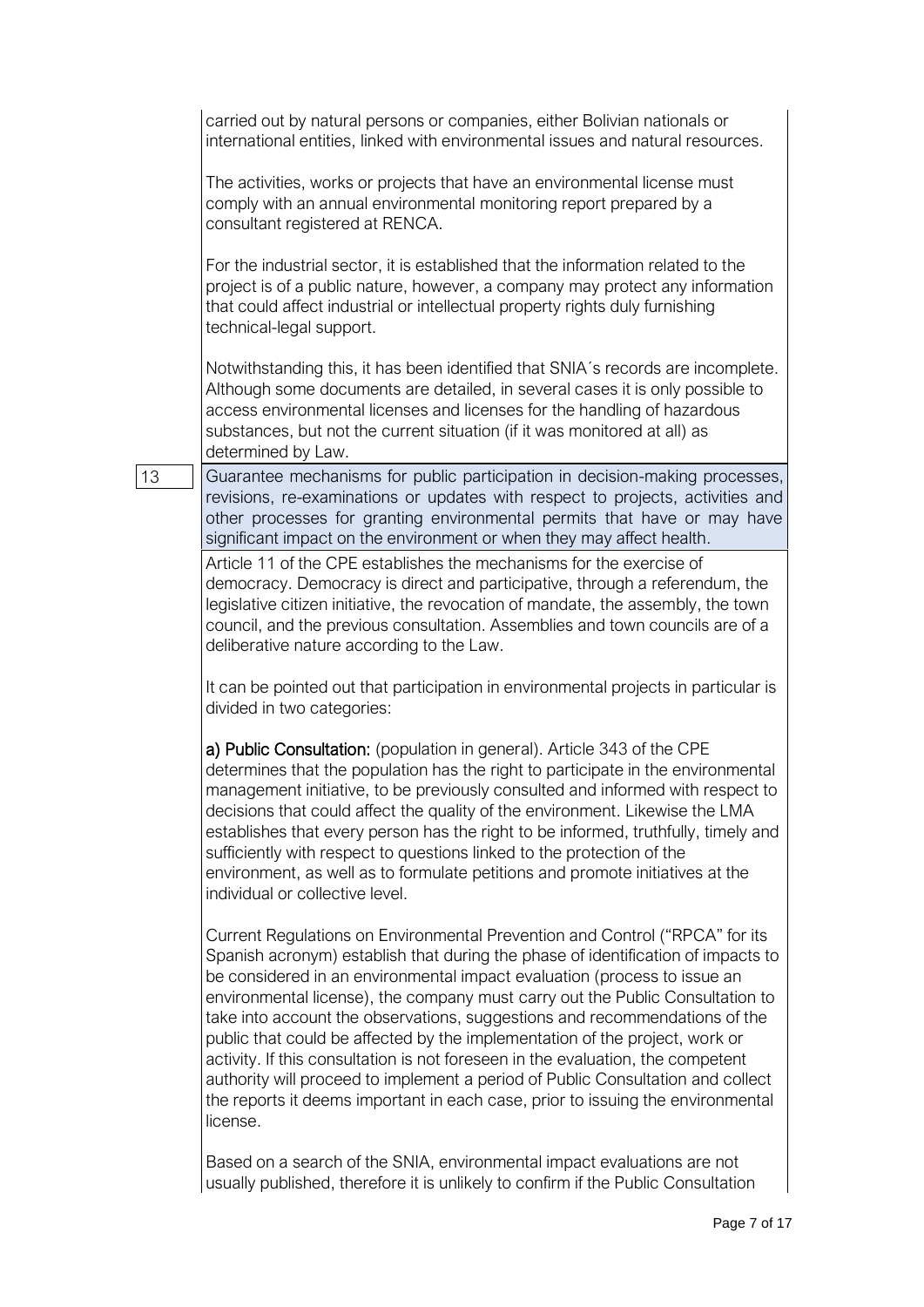carried out by natural persons or companies, either Bolivian nationals or international entities, linked with environmental issues and natural resources.

The activities, works or projects that have an environmental license must comply with an annual environmental monitoring report prepared by a consultant registered at RENCA.

For the industrial sector, it is established that the information related to the project is of a public nature, however, a company may protect any information that could affect industrial or intellectual property rights duly furnishing technical-legal support.

Notwithstanding this, it has been identified that SNIA´s records are incomplete. Although some documents are detailed, in several cases it is only possible to access environmental licenses and licenses for the handling of hazardous substances, but not the current situation (if it was monitored at all) as determined by Law.

| 13 | Guarantee mechanisms for public participation in decision-making processes, revisions, re-examinations or updates with respect to projects, activities and other processes for granting environmental permits that have or may have significant impact on the environment or when they may affect health. |
|---|---|

Article 11 of the CPE establishes the mechanisms for the exercise of democracy. Democracy is direct and participative, through a referendum, the legislative citizen initiative, the revocation of mandate, the assembly, the town council, and the previous consultation. Assemblies and town councils are of a deliberative nature according to the Law.

It can be pointed out that participation in environmental projects in particular is divided in two categories:

**a) Public Consultation:** (population in general). Article 343 of the CPE determines that the population has the right to participate in the environmental management initiative, to be previously consulted and informed with respect to decisions that could affect the quality of the environment. Likewise the LMA establishes that every person has the right to be informed, truthfully, timely and sufficiently with respect to questions linked to the protection of the environment, as well as to formulate petitions and promote initiatives at the individual or collective level.

Current Regulations on Environmental Prevention and Control ("RPCA" for its Spanish acronym) establish that during the phase of identification of impacts to be considered in an environmental impact evaluation (process to issue an environmental license), the company must carry out the Public Consultation to take into account the observations, suggestions and recommendations of the public that could be affected by the implementation of the project, work or activity. If this consultation is not foreseen in the evaluation, the competent authority will proceed to implement a period of Public Consultation and collect the reports it deems important in each case, prior to issuing the environmental license.

Based on a search of the SNIA, environmental impact evaluations are not usually published, therefore it is unlikely to confirm if the Public Consultation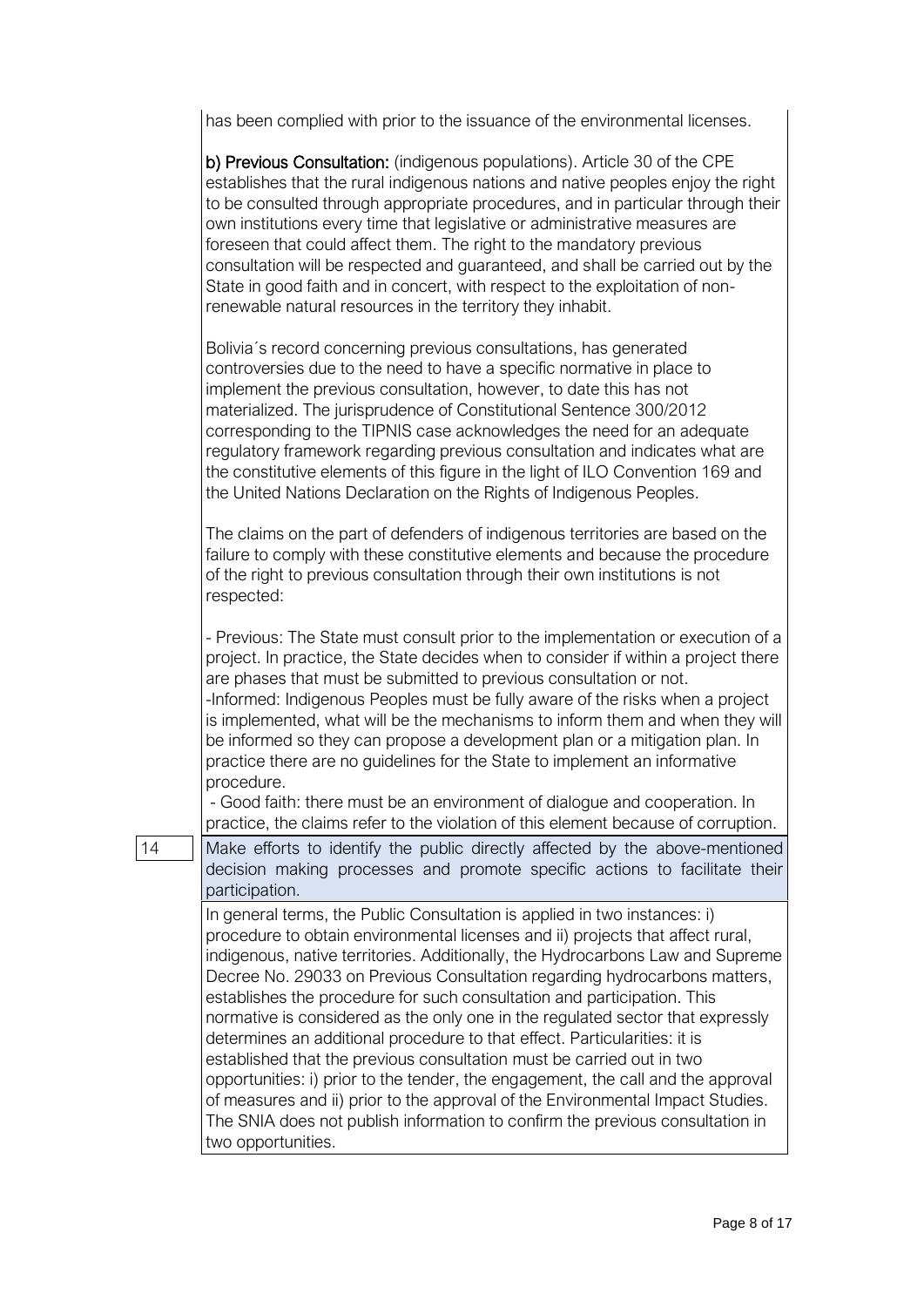has been complied with prior to the issuance of the environmental licenses.

**b) Previous Consultation:** (indigenous populations). Article 30 of the CPE establishes that the rural indigenous nations and native peoples enjoy the right to be consulted through appropriate procedures, and in particular through their own institutions every time that legislative or administrative measures are foreseen that could affect them. The right to the mandatory previous consultation will be respected and guaranteed, and shall be carried out by the State in good faith and in concert, with respect to the exploitation of non-renewable natural resources in the territory they inhabit.

Bolivia´s record concerning previous consultations, has generated controversies due to the need to have a specific normative in place to implement the previous consultation, however, to date this has not materialized. The jurisprudence of Constitutional Sentence 300/2012 corresponding to the TIPNIS case acknowledges the need for an adequate regulatory framework regarding previous consultation and indicates what are the constitutive elements of this figure in the light of ILO Convention 169 and the United Nations Declaration on the Rights of Indigenous Peoples.

The claims on the part of defenders of indigenous territories are based on the failure to comply with these constitutive elements and because the procedure of the right to previous consultation through their own institutions is not respected:

- Previous: The State must consult prior to the implementation or execution of a project. In practice, the State decides when to consider if within a project there are phases that must be submitted to previous consultation or not.
- Informed: Indigenous Peoples must be fully aware of the risks when a project is implemented, what will be the mechanisms to inform them and when they will be informed so they can propose a development plan or a mitigation plan. In practice there are no guidelines for the State to implement an informative procedure.
- Good faith: there must be an environment of dialogue and cooperation. In practice, the claims refer to the violation of this element because of corruption.

| 14 | Make efforts to identify the public directly affected by the above-mentioned decision making processes and promote specific actions to facilitate their participation. |
|---|---|
| | In general terms, the Public Consultation is applied in two instances: i) procedure to obtain environmental licenses and ii) projects that affect rural, indigenous, native territories. Additionally, the Hydrocarbons Law and Supreme Decree No. 29033 on Previous Consultation regarding hydrocarbons matters, establishes the procedure for such consultation and participation. This normative is considered as the only one in the regulated sector that expressly determines an additional procedure to that effect. Particularities: it is established that the previous consultation must be carried out in two opportunities: i) prior to the tender, the engagement, the call and the approval of measures and ii) prior to the approval of the Environmental Impact Studies. The SNIA does not publish information to confirm the previous consultation in two opportunities. |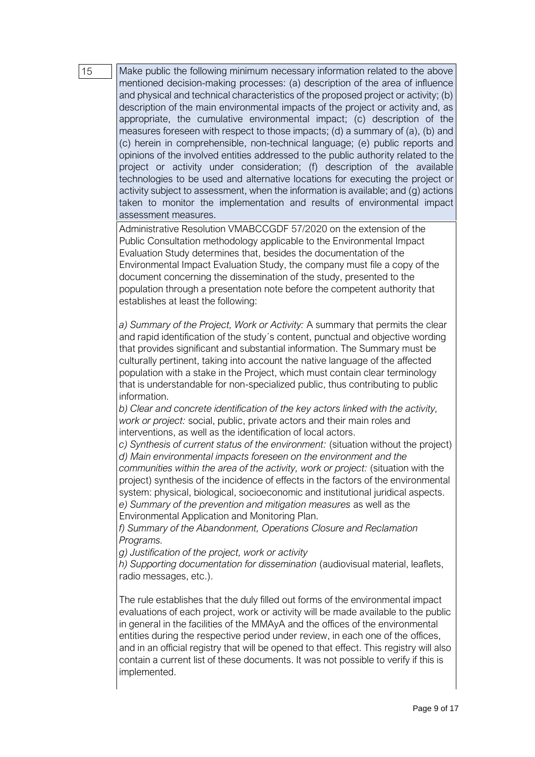| 15 | Make public the following minimum necessary information related to the above mentioned decision-making processes: (a) description of the area of influence and physical and technical characteristics of the proposed project or activity; (b) description of the main environmental impacts of the project or activity and, as appropriate, the cumulative environmental impact; (c) description of the measures foreseen with respect to those impacts; (d) a summary of (a), (b) and (c) herein in comprehensible, non-technical language; (e) public reports and opinions of the involved entities addressed to the public authority related to the project or activity under consideration; (f) description of the available technologies to be used and alternative locations for executing the project or activity subject to assessment, when the information is available; and (g) actions taken to monitor the implementation and results of environmental impact assessment measures. |
|---|---|

Administrative Resolution VMABCCGDF 57/2020 on the extension of the Public Consultation methodology applicable to the Environmental Impact Evaluation Study determines that, besides the documentation of the Environmental Impact Evaluation Study, the company must file a copy of the document concerning the dissemination of the study, presented to the population through a presentation note before the competent authority that establishes at least the following:

*a) Summary of the Project, Work or Activity:* A summary that permits the clear and rapid identification of the study´s content, punctual and objective wording that provides significant and substantial information. The Summary must be culturally pertinent, taking into account the native language of the affected population with a stake in the Project, which must contain clear terminology that is understandable for non-specialized public, thus contributing to public information.

*b) Clear and concrete identification of the key actors linked with the activity, work or project:* social, public, private actors and their main roles and interventions, as well as the identification of local actors.

*c) Synthesis of current status of the environment:* (situation without the project)

*d) Main environmental impacts foreseen on the environment and the communities within the area of the activity, work or project:* (situation with the project) synthesis of the incidence of effects in the factors of the environmental system: physical, biological, socioeconomic and institutional juridical aspects.

*e) Summary of the prevention and mitigation measures* as well as the Environmental Application and Monitoring Plan.

*f) Summary of the Abandonment, Operations Closure and Reclamation Programs.*

*g) Justification of the project, work or activity*

*h) Supporting documentation for dissemination* (audiovisual material, leaflets, radio messages, etc.).

The rule establishes that the duly filled out forms of the environmental impact evaluations of each project, work or activity will be made available to the public in general in the facilities of the MMAyA and the offices of the environmental entities during the respective period under review, in each one of the offices, and in an official registry that will be opened to that effect. This registry will also contain a current list of these documents. It was not possible to verify if this is implemented.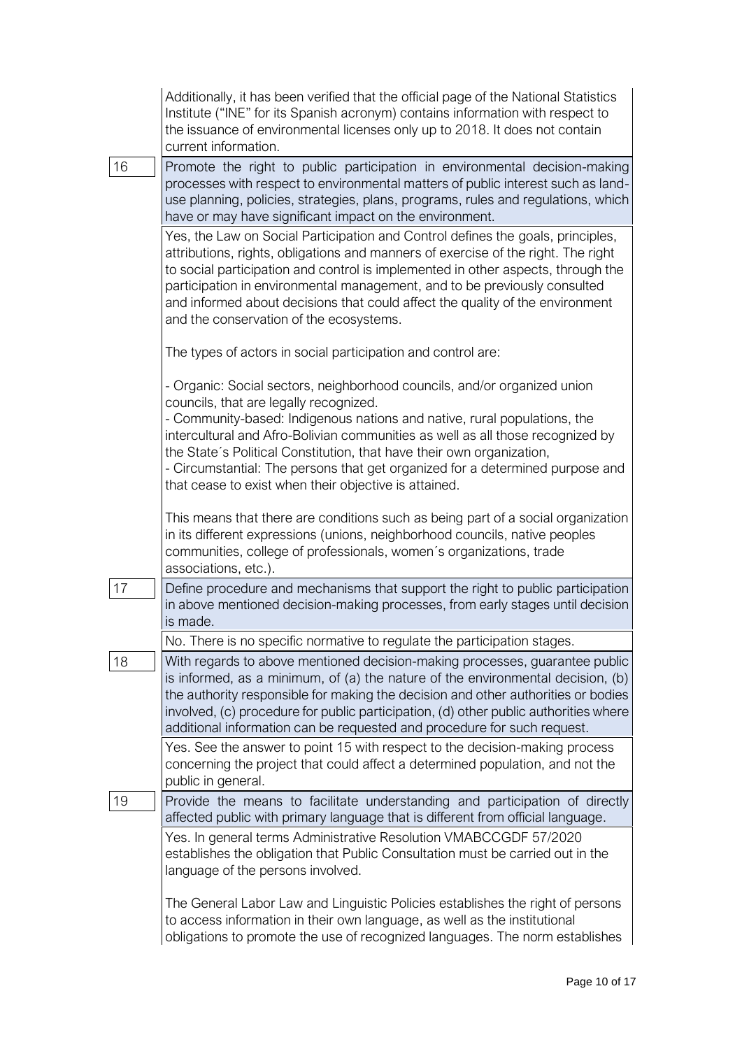| | |
|---|---|
| | Additionally, it has been verified that the official page of the National Statistics Institute ("INE" for its Spanish acronym) contains information with respect to the issuance of environmental licenses only up to 2018. It does not contain current information. |
| 16 | Promote the right to public participation in environmental decision-making processes with respect to environmental matters of public interest such as land-use planning, policies, strategies, plans, programs, rules and regulations, which have or may have significant impact on the environment. |
| | Yes, the Law on Social Participation and Control defines the goals, principles, attributions, rights, obligations and manners of exercise of the right. The right to social participation and control is implemented in other aspects, through the participation in environmental management, and to be previously consulted and informed about decisions that could affect the quality of the environment and the conservation of the ecosystems.<br><br>The types of actors in social participation and control are:<br><br>- Organic: Social sectors, neighborhood councils, and/or organized union councils, that are legally recognized.<br>- Community-based: Indigenous nations and native, rural populations, the intercultural and Afro-Bolivian communities as well as all those recognized by the State´s Political Constitution, that have their own organization,<br>- Circumstantial: The persons that get organized for a determined purpose and that cease to exist when their objective is attained.<br><br>This means that there are conditions such as being part of a social organization in its different expressions (unions, neighborhood councils, native peoples communities, college of professionals, women´s organizations, trade associations, etc.). |
| 17 | Define procedure and mechanisms that support the right to public participation in above mentioned decision-making processes, from early stages until decision is made. |
| | No. There is no specific normative to regulate the participation stages. |
| 18 | With regards to above mentioned decision-making processes, guarantee public is informed, as a minimum, of (a) the nature of the environmental decision, (b) the authority responsible for making the decision and other authorities or bodies involved, (c) procedure for public participation, (d) other public authorities where additional information can be requested and procedure for such request. |
| | Yes. See the answer to point 15 with respect to the decision-making process concerning the project that could affect a determined population, and not the public in general. |
| 19 | Provide the means to facilitate understanding and participation of directly affected public with primary language that is different from official language. |
| | Yes. In general terms Administrative Resolution VMABCCGDF 57/2020 establishes the obligation that Public Consultation must be carried out in the language of the persons involved.<br><br>The General Labor Law and Linguistic Policies establishes the right of persons to access information in their own language, as well as the institutional obligations to promote the use of recognized languages. The norm establishes |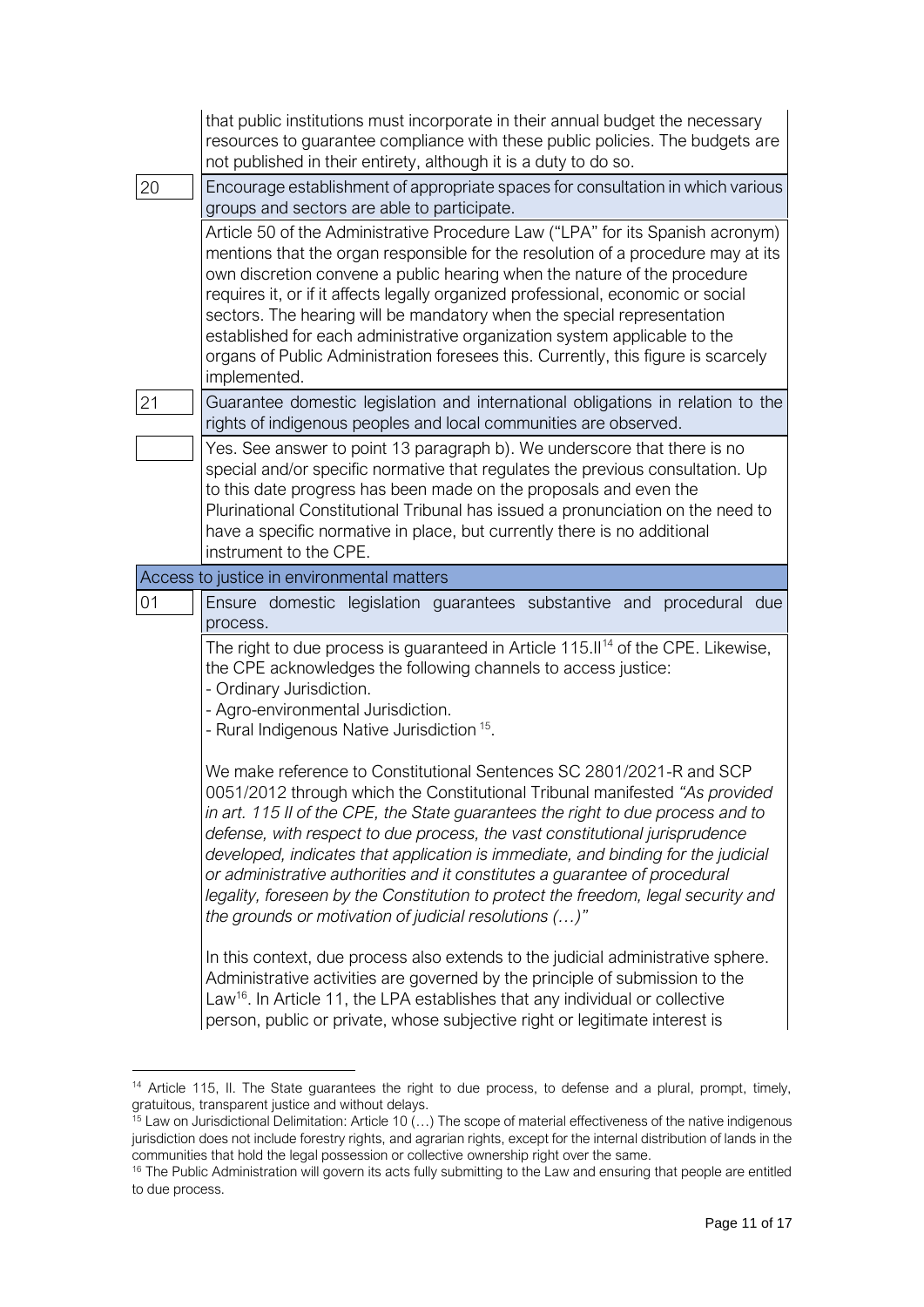| | |
|---|---|
| | that public institutions must incorporate in their annual budget the necessary resources to guarantee compliance with these public policies. The budgets are not published in their entirety, although it is a duty to do so. |
| 20 | Encourage establishment of appropriate spaces for consultation in which various groups and sectors are able to participate. |
| | Article 50 of the Administrative Procedure Law ("LPA" for its Spanish acronym) mentions that the organ responsible for the resolution of a procedure may at its own discretion convene a public hearing when the nature of the procedure requires it, or if it affects legally organized professional, economic or social sectors. The hearing will be mandatory when the special representation established for each administrative organization system applicable to the organs of Public Administration foresees this. Currently, this figure is scarcely implemented. |
| 21 | Guarantee domestic legislation and international obligations in relation to the rights of indigenous peoples and local communities are observed. |
| | Yes. See answer to point 13 paragraph b). We underscore that there is no special and/or specific normative that regulates the previous consultation. Up to this date progress has been made on the proposals and even the Plurinational Constitutional Tribunal has issued a pronunciation on the need to have a specific normative in place, but currently there is no additional instrument to the CPE. |
| **Access to justice in environmental matters** | |
| 01 | Ensure domestic legislation guarantees substantive and procedural due process. |
| | The right to due process is guaranteed in Article 115.II[14] of the CPE. Likewise, the CPE acknowledges the following channels to access justice:<br>- Ordinary Jurisdiction.<br>- Agro-environmental Jurisdiction.<br>- Rural Indigenous Native Jurisdiction [15].<br><br>We make reference to Constitutional Sentences SC 2801/2021-R and SCP 0051/2012 through which the Constitutional Tribunal manifested *"As provided in art. 115 II of the CPE, the State guarantees the right to due process and to defense, with respect to due process, the vast constitutional jurisprudence developed, indicates that application is immediate, and binding for the judicial or administrative authorities and it constitutes a guarantee of procedural legality, foreseen by the Constitution to protect the freedom, legal security and the grounds or motivation of judicial resolutions (…)"*<br><br>In this context, due process also extends to the judicial administrative sphere. Administrative activities are governed by the principle of submission to the Law[16]. In Article 11, the LPA establishes that any individual or collective person, public or private, whose subjective right or legitimate interest is |

[14] Article 115, II. The State guarantees the right to due process, to defense and a plural, prompt, timely, gratuitous, transparent justice and without delays.

[15] Law on Jurisdictional Delimitation: Article 10 (…) The scope of material effectiveness of the native indigenous jurisdiction does not include forestry rights, and agrarian rights, except for the internal distribution of lands in the communities that hold the legal possession or collective ownership right over the same.

[16] The Public Administration will govern its acts fully submitting to the Law and ensuring that people are entitled to due process.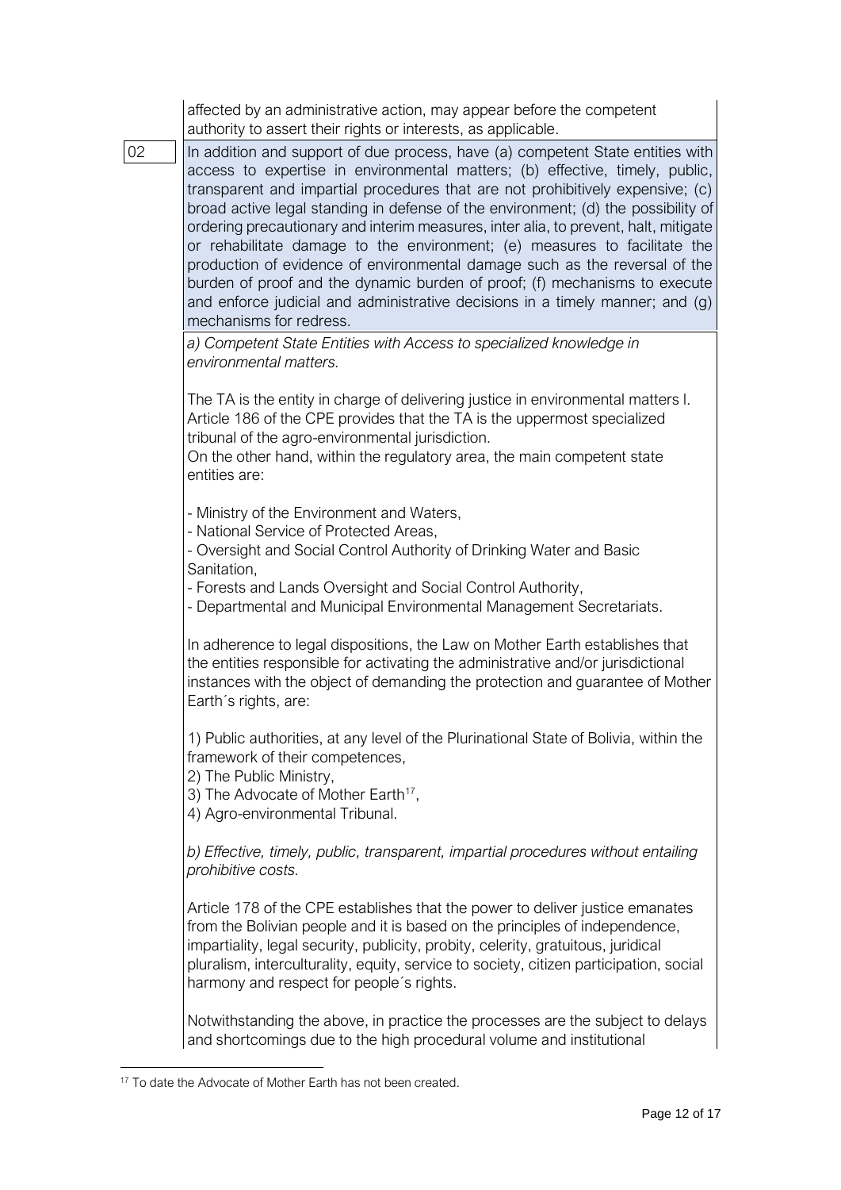affected by an administrative action, may appear before the competent authority to assert their rights or interests, as applicable.

| | |
|---|---|
| 02 | In addition and support of due process, have (a) competent State entities with access to expertise in environmental matters; (b) effective, timely, public, transparent and impartial procedures that are not prohibitively expensive; (c) broad active legal standing in defense of the environment; (d) the possibility of ordering precautionary and interim measures, inter alia, to prevent, halt, mitigate or rehabilitate damage to the environment; (e) measures to facilitate the production of evidence of environmental damage such as the reversal of the burden of proof and the dynamic burden of proof; (f) mechanisms to execute and enforce judicial and administrative decisions in a timely manner; and (g) mechanisms for redress. |

*a) Competent State Entities with Access to specialized knowledge in environmental matters.*

The TA is the entity in charge of delivering justice in environmental matters l. Article 186 of the CPE provides that the TA is the uppermost specialized tribunal of the agro-environmental jurisdiction.
On the other hand, within the regulatory area, the main competent state entities are:

- Ministry of the Environment and Waters,
- National Service of Protected Areas,
- Oversight and Social Control Authority of Drinking Water and Basic Sanitation,
- Forests and Lands Oversight and Social Control Authority,
- Departmental and Municipal Environmental Management Secretariats.

In adherence to legal dispositions, the Law on Mother Earth establishes that the entities responsible for activating the administrative and/or jurisdictional instances with the object of demanding the protection and guarantee of Mother Earth´s rights, are:

1) Public authorities, at any level of the Plurinational State of Bolivia, within the framework of their competences,
2) The Public Ministry,
3) The Advocate of Mother Earth[17],
4) Agro-environmental Tribunal.

*b) Effective, timely, public, transparent, impartial procedures without entailing prohibitive costs.*

Article 178 of the CPE establishes that the power to deliver justice emanates from the Bolivian people and it is based on the principles of independence, impartiality, legal security, publicity, probity, celerity, gratuitous, juridical pluralism, interculturality, equity, service to society, citizen participation, social harmony and respect for people´s rights.

Notwithstanding the above, in practice the processes are the subject to delays and shortcomings due to the high procedural volume and institutional

[17] To date the Advocate of Mother Earth has not been created.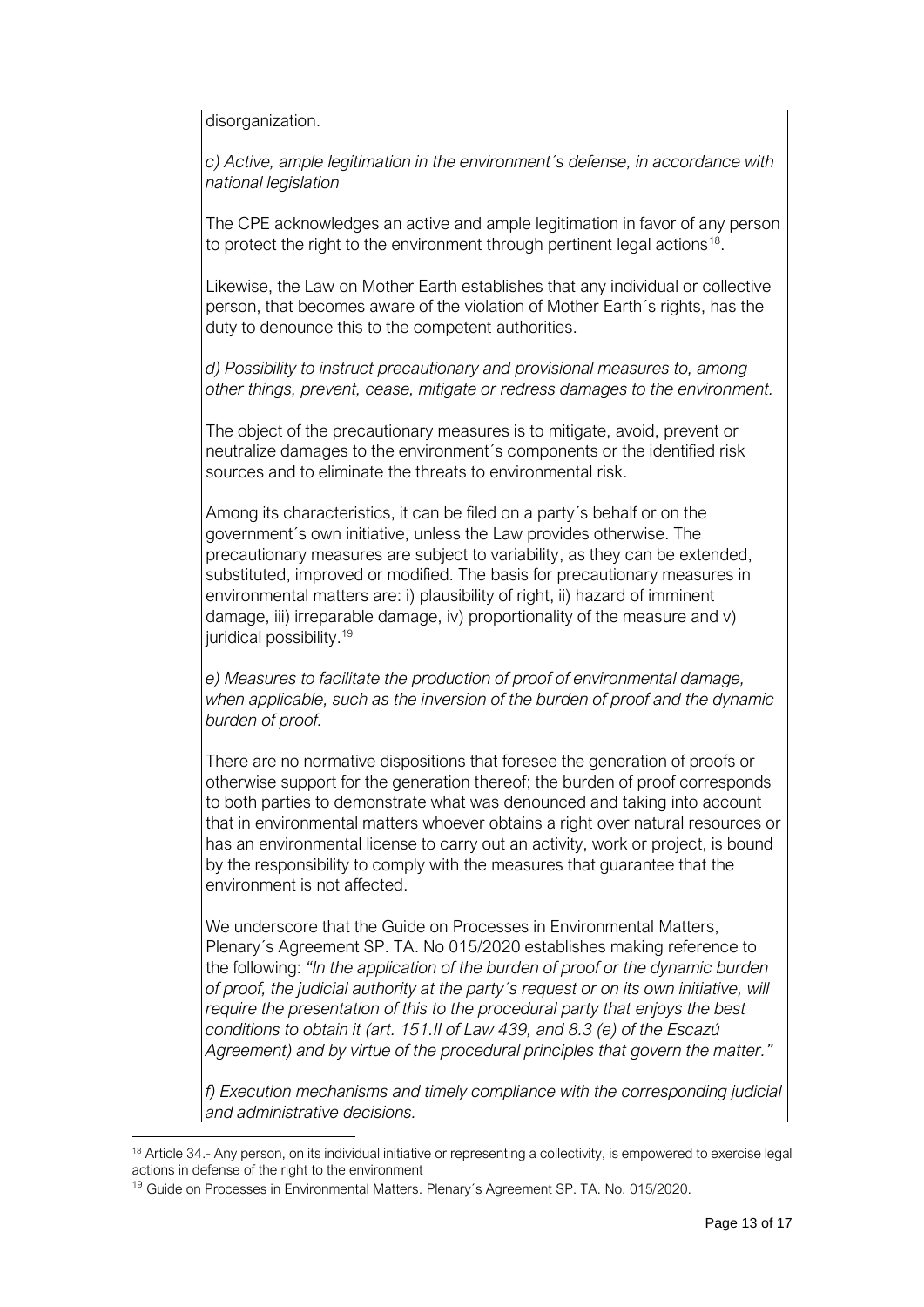disorganization.

*c) Active, ample legitimation in the environment´s defense, in accordance with national legislation*

The CPE acknowledges an active and ample legitimation in favor of any person to protect the right to the environment through pertinent legal actions[18].

Likewise, the Law on Mother Earth establishes that any individual or collective person, that becomes aware of the violation of Mother Earth´s rights, has the duty to denounce this to the competent authorities.

*d) Possibility to instruct precautionary and provisional measures to, among other things, prevent, cease, mitigate or redress damages to the environment.*

The object of the precautionary measures is to mitigate, avoid, prevent or neutralize damages to the environment´s components or the identified risk sources and to eliminate the threats to environmental risk.

Among its characteristics, it can be filed on a party´s behalf or on the government´s own initiative, unless the Law provides otherwise. The precautionary measures are subject to variability, as they can be extended, substituted, improved or modified. The basis for precautionary measures in environmental matters are: i) plausibility of right, ii) hazard of imminent damage, iii) irreparable damage, iv) proportionality of the measure and v) juridical possibility.[19]

*e) Measures to facilitate the production of proof of environmental damage, when applicable, such as the inversion of the burden of proof and the dynamic burden of proof.*

There are no normative dispositions that foresee the generation of proofs or otherwise support for the generation thereof; the burden of proof corresponds to both parties to demonstrate what was denounced and taking into account that in environmental matters whoever obtains a right over natural resources or has an environmental license to carry out an activity, work or project, is bound by the responsibility to comply with the measures that guarantee that the environment is not affected.

We underscore that the Guide on Processes in Environmental Matters, Plenary´s Agreement SP. TA. No 015/2020 establishes making reference to the following: *"In the application of the burden of proof or the dynamic burden of proof, the judicial authority at the party´s request or on its own initiative, will require the presentation of this to the procedural party that enjoys the best conditions to obtain it (art. 151.II of Law 439, and 8.3 (e) of the Escazú Agreement) and by virtue of the procedural principles that govern the matter."*

*f) Execution mechanisms and timely compliance with the corresponding judicial and administrative decisions.*

---

[18] Article 34.- Any person, on its individual initiative or representing a collectivity, is empowered to exercise legal actions in defense of the right to the environment

[19] Guide on Processes in Environmental Matters. Plenary´s Agreement SP. TA. No. 015/2020.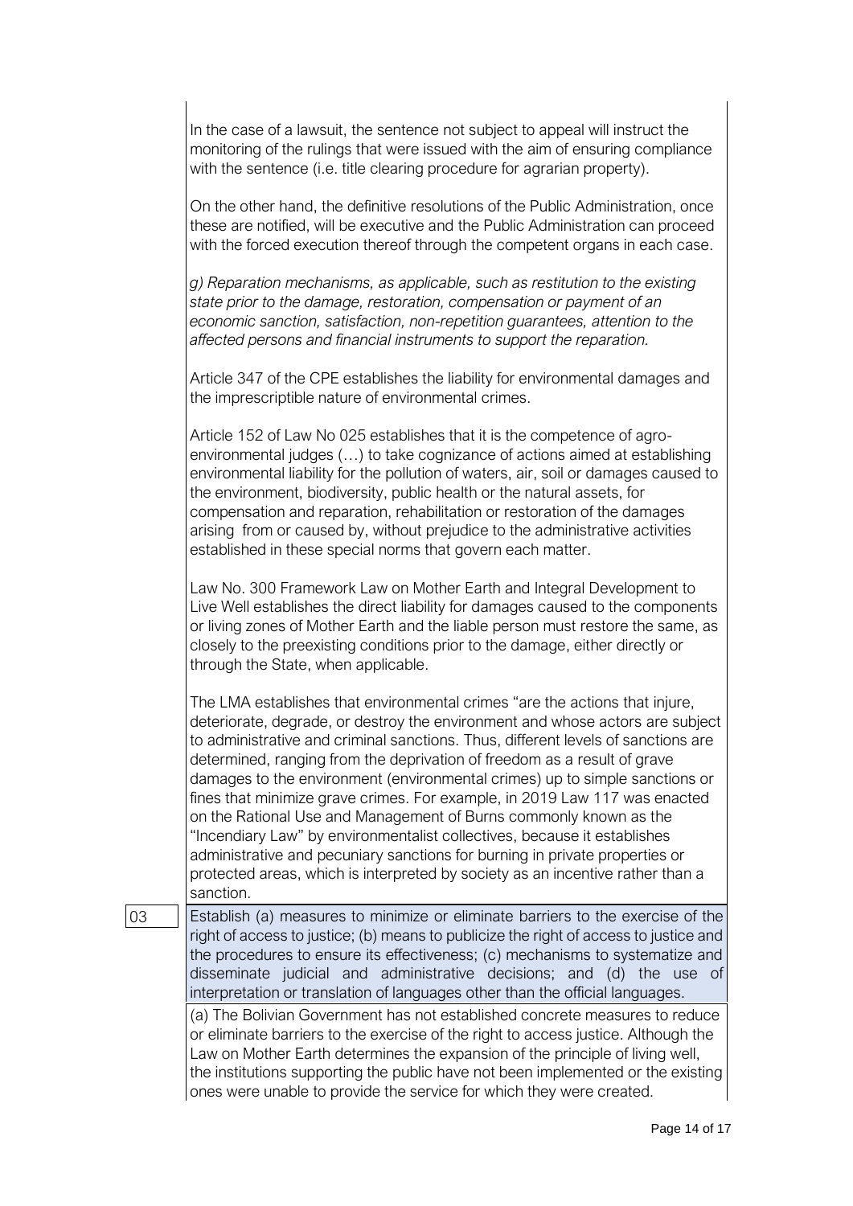In the case of a lawsuit, the sentence not subject to appeal will instruct the monitoring of the rulings that were issued with the aim of ensuring compliance with the sentence (i.e. title clearing procedure for agrarian property).

On the other hand, the definitive resolutions of the Public Administration, once these are notified, will be executive and the Public Administration can proceed with the forced execution thereof through the competent organs in each case.

*g) Reparation mechanisms, as applicable, such as restitution to the existing state prior to the damage, restoration, compensation or payment of an economic sanction, satisfaction, non-repetition guarantees, attention to the affected persons and financial instruments to support the reparation.*

Article 347 of the CPE establishes the liability for environmental damages and the imprescriptible nature of environmental crimes.

Article 152 of Law No 025 establishes that it is the competence of agro-environmental judges (…) to take cognizance of actions aimed at establishing environmental liability for the pollution of waters, air, soil or damages caused to the environment, biodiversity, public health or the natural assets, for compensation and reparation, rehabilitation or restoration of the damages arising from or caused by, without prejudice to the administrative activities established in these special norms that govern each matter.

Law No. 300 Framework Law on Mother Earth and Integral Development to Live Well establishes the direct liability for damages caused to the components or living zones of Mother Earth and the liable person must restore the same, as closely to the preexisting conditions prior to the damage, either directly or through the State, when applicable.

The LMA establishes that environmental crimes "are the actions that injure, deteriorate, degrade, or destroy the environment and whose actors are subject to administrative and criminal sanctions. Thus, different levels of sanctions are determined, ranging from the deprivation of freedom as a result of grave damages to the environment (environmental crimes) up to simple sanctions or fines that minimize grave crimes. For example, in 2019 Law 117 was enacted on the Rational Use and Management of Burns commonly known as the "Incendiary Law" by environmentalist collectives, because it establishes administrative and pecuniary sanctions for burning in private properties or protected areas, which is interpreted by society as an incentive rather than a sanction.

| 03 | Establish (a) measures to minimize or eliminate barriers to the exercise of the right of access to justice; (b) means to publicize the right of access to justice and the procedures to ensure its effectiveness; (c) mechanisms to systematize and disseminate judicial and administrative decisions; and (d) the use of interpretation or translation of languages other than the official languages. |
|---|---|
| | (a) The Bolivian Government has not established concrete measures to reduce or eliminate barriers to the exercise of the right to access justice. Although the Law on Mother Earth determines the expansion of the principle of living well, the institutions supporting the public have not been implemented or the existing ones were unable to provide the service for which they were created. |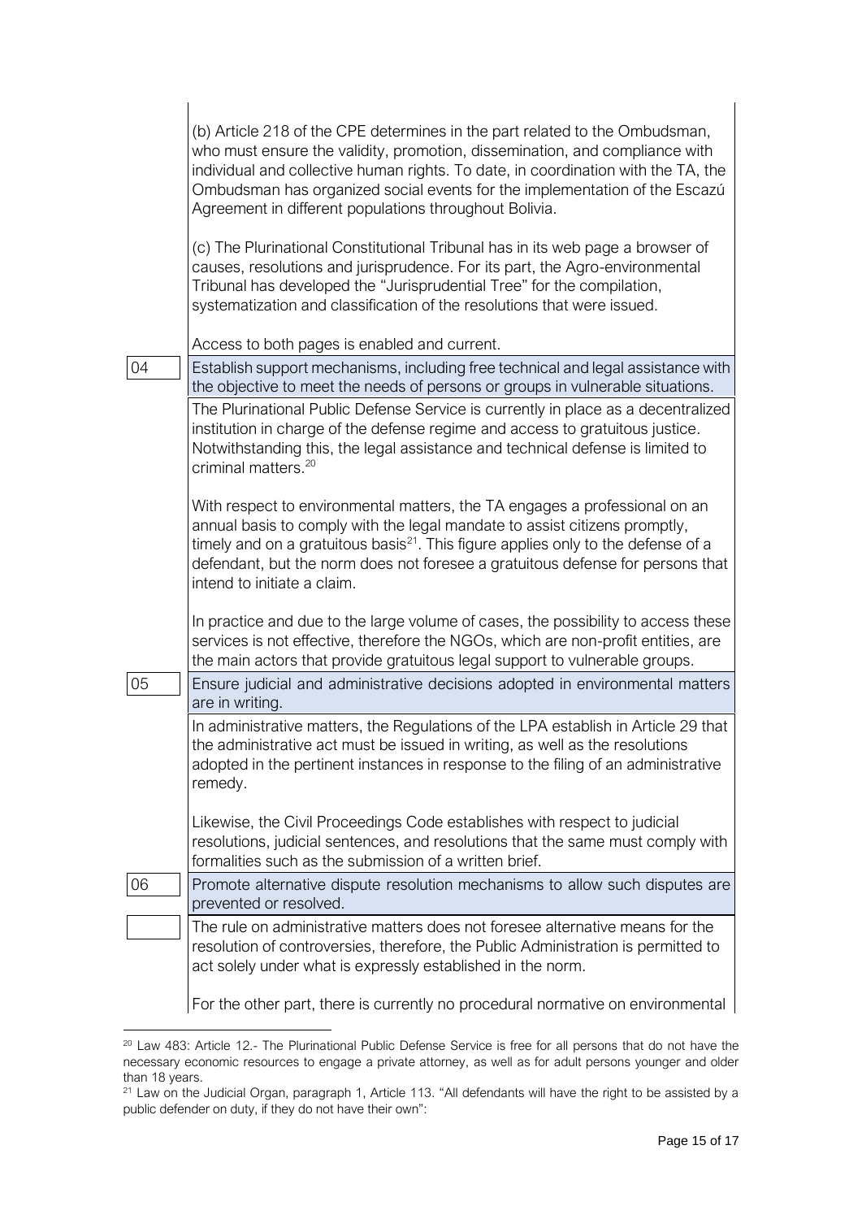| | |
|---|---|
| | (b) Article 218 of the CPE determines in the part related to the Ombudsman, who must ensure the validity, promotion, dissemination, and compliance with individual and collective human rights. To date, in coordination with the TA, the Ombudsman has organized social events for the implementation of the Escazú Agreement in different populations throughout Bolivia.<br><br>(c) The Plurinational Constitutional Tribunal has in its web page a browser of causes, resolutions and jurisprudence. For its part, the Agro-environmental Tribunal has developed the "Jurisprudential Tree" for the compilation, systematization and classification of the resolutions that were issued.<br><br>Access to both pages is enabled and current. |
| 04 | Establish support mechanisms, including free technical and legal assistance with the objective to meet the needs of persons or groups in vulnerable situations. |
| | The Plurinational Public Defense Service is currently in place as a decentralized institution in charge of the defense regime and access to gratuitous justice. Notwithstanding this, the legal assistance and technical defense is limited to criminal matters.[20]<br><br>With respect to environmental matters, the TA engages a professional on an annual basis to comply with the legal mandate to assist citizens promptly, timely and on a gratuitous basis[21]. This figure applies only to the defense of a defendant, but the norm does not foresee a gratuitous defense for persons that intend to initiate a claim.<br><br>In practice and due to the large volume of cases, the possibility to access these services is not effective, therefore the NGOs, which are non-profit entities, are the main actors that provide gratuitous legal support to vulnerable groups. |
| 05 | Ensure judicial and administrative decisions adopted in environmental matters are in writing. |
| | In administrative matters, the Regulations of the LPA establish in Article 29 that the administrative act must be issued in writing, as well as the resolutions adopted in the pertinent instances in response to the filing of an administrative remedy.<br><br>Likewise, the Civil Proceedings Code establishes with respect to judicial resolutions, judicial sentences, and resolutions that the same must comply with formalities such as the submission of a written brief. |
| 06 | Promote alternative dispute resolution mechanisms to allow such disputes are prevented or resolved. |
| | The rule on administrative matters does not foresee alternative means for the resolution of controversies, therefore, the Public Administration is permitted to act solely under what is expressly established in the norm.<br><br>For the other part, there is currently no procedural normative on environmental |

[20] Law 483: Article 12.- The Plurinational Public Defense Service is free for all persons that do not have the necessary economic resources to engage a private attorney, as well as for adult persons younger and older than 18 years.

[21] Law on the Judicial Organ, paragraph 1, Article 113. "All defendants will have the right to be assisted by a public defender on duty, if they do not have their own":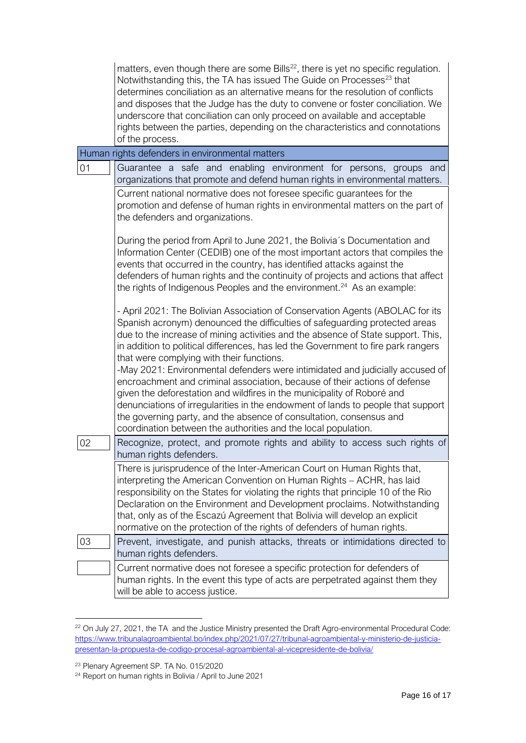| | |
|---|---|
| | matters, even though there are some Bills[22], there is yet no specific regulation. Notwithstanding this, the TA has issued The Guide on Processes[23] that determines conciliation as an alternative means for the resolution of conflicts and disposes that the Judge has the duty to convene or foster conciliation. We underscore that conciliation can only proceed on available and acceptable rights between the parties, depending on the characteristics and connotations of the process. |
| **Human rights defenders in environmental matters** | |
| 01 | Guarantee a safe and enabling environment for persons, groups and organizations that promote and defend human rights in environmental matters. |
| | Current national normative does not foresee specific guarantees for the promotion and defense of human rights in environmental matters on the part of the defenders and organizations.<br><br>During the period from April to June 2021, the Bolivia´s Documentation and Information Center (CEDIB) one of the most important actors that compiles the events that occurred in the country, has identified attacks against the defenders of human rights and the continuity of projects and actions that affect the rights of Indigenous Peoples and the environment.[24] As an example:<br><br>- April 2021: The Bolivian Association of Conservation Agents (ABOLAC for its Spanish acronym) denounced the difficulties of safeguarding protected areas due to the increase of mining activities and the absence of State support. This, in addition to political differences, has led the Government to fire park rangers that were complying with their functions.<br>-May 2021: Environmental defenders were intimidated and judicially accused of encroachment and criminal association, because of their actions of defense given the deforestation and wildfires in the municipality of Roboré and denunciations of irregularities in the endowment of lands to people that support the governing party, and the absence of consultation, consensus and coordination between the authorities and the local population. |
| 02 | Recognize, protect, and promote rights and ability to access such rights of human rights defenders. |
| | There is jurisprudence of the Inter-American Court on Human Rights that, interpreting the American Convention on Human Rights – ACHR, has laid responsibility on the States for violating the rights that principle 10 of the Rio Declaration on the Environment and Development proclaims. Notwithstanding that, only as of the Escazú Agreement that Bolivia will develop an explicit normative on the protection of the rights of defenders of human rights. |
| 03 | Prevent, investigate, and punish attacks, threats or intimidations directed to human rights defenders. |
| | Current normative does not foresee a specific protection for defenders of human rights. In the event this type of acts are perpetrated against them they will be able to access justice. |

[22] On July 27, 2021, the TA and the Justice Ministry presented the Draft Agro-environmental Procedural Code: https://www.tribunalagroambiental.bo/index.php/2021/07/27/tribunal-agroambiental-y-ministerio-de-justicia-presentan-la-propuesta-de-codigo-procesal-agroambiental-al-vicepresidente-de-bolivia/

[23] Plenary Agreement SP. TA No. 015/2020

[24] Report on human rights in Bolivia / April to June 2021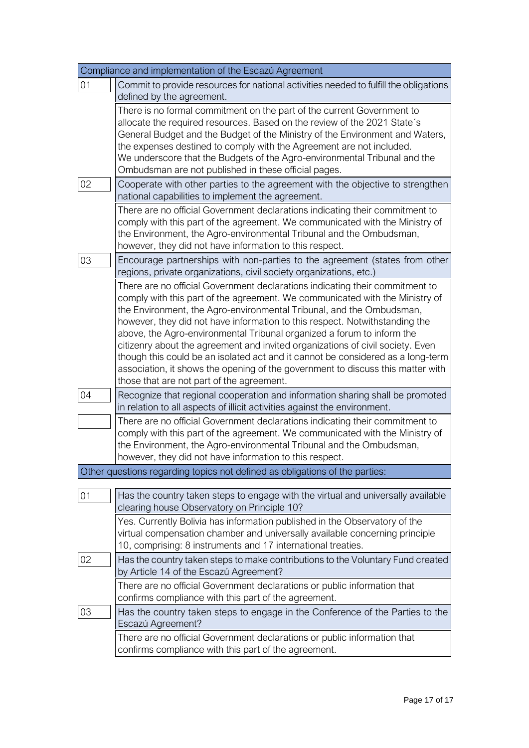| Compliance and implementation of the Escazú Agreement | |
|---|---|
| 01 | Commit to provide resources for national activities needed to fulfill the obligations defined by the agreement. |
| | There is no formal commitment on the part of the current Government to allocate the required resources. Based on the review of the 2021 State´s General Budget and the Budget of the Ministry of the Environment and Waters, the expenses destined to comply with the Agreement are not included.<br>We underscore that the Budgets of the Agro-environmental Tribunal and the Ombudsman are not published in these official pages. |
| 02 | Cooperate with other parties to the agreement with the objective to strengthen national capabilities to implement the agreement. |
| | There are no official Government declarations indicating their commitment to comply with this part of the agreement. We communicated with the Ministry of the Environment, the Agro-environmental Tribunal and the Ombudsman, however, they did not have information to this respect. |
| 03 | Encourage partnerships with non-parties to the agreement (states from other regions, private organizations, civil society organizations, etc.) |
| | There are no official Government declarations indicating their commitment to comply with this part of the agreement. We communicated with the Ministry of the Environment, the Agro-environmental Tribunal, and the Ombudsman, however, they did not have information to this respect. Notwithstanding the above, the Agro-environmental Tribunal organized a forum to inform the citizenry about the agreement and invited organizations of civil society. Even though this could be an isolated act and it cannot be considered as a long-term association, it shows the opening of the government to discuss this matter with those that are not part of the agreement. |
| 04 | Recognize that regional cooperation and information sharing shall be promoted in relation to all aspects of illicit activities against the environment. |
| | There are no official Government declarations indicating their commitment to comply with this part of the agreement. We communicated with the Ministry of the Environment, the Agro-environmental Tribunal and the Ombudsman, however, they did not have information to this respect. |
| Other questions regarding topics not defined as obligations of the parties: | |
| 01 | Has the country taken steps to engage with the virtual and universally available clearing house Observatory on Principle 10? |
| | Yes. Currently Bolivia has information published in the Observatory of the virtual compensation chamber and universally available concerning principle 10, comprising: 8 instruments and 17 international treaties. |
| 02 | Has the country taken steps to make contributions to the Voluntary Fund created by Article 14 of the Escazú Agreement? |
| | There are no official Government declarations or public information that confirms compliance with this part of the agreement. |
| 03 | Has the country taken steps to engage in the Conference of the Parties to the Escazú Agreement? |
| | There are no official Government declarations or public information that confirms compliance with this part of the agreement. |